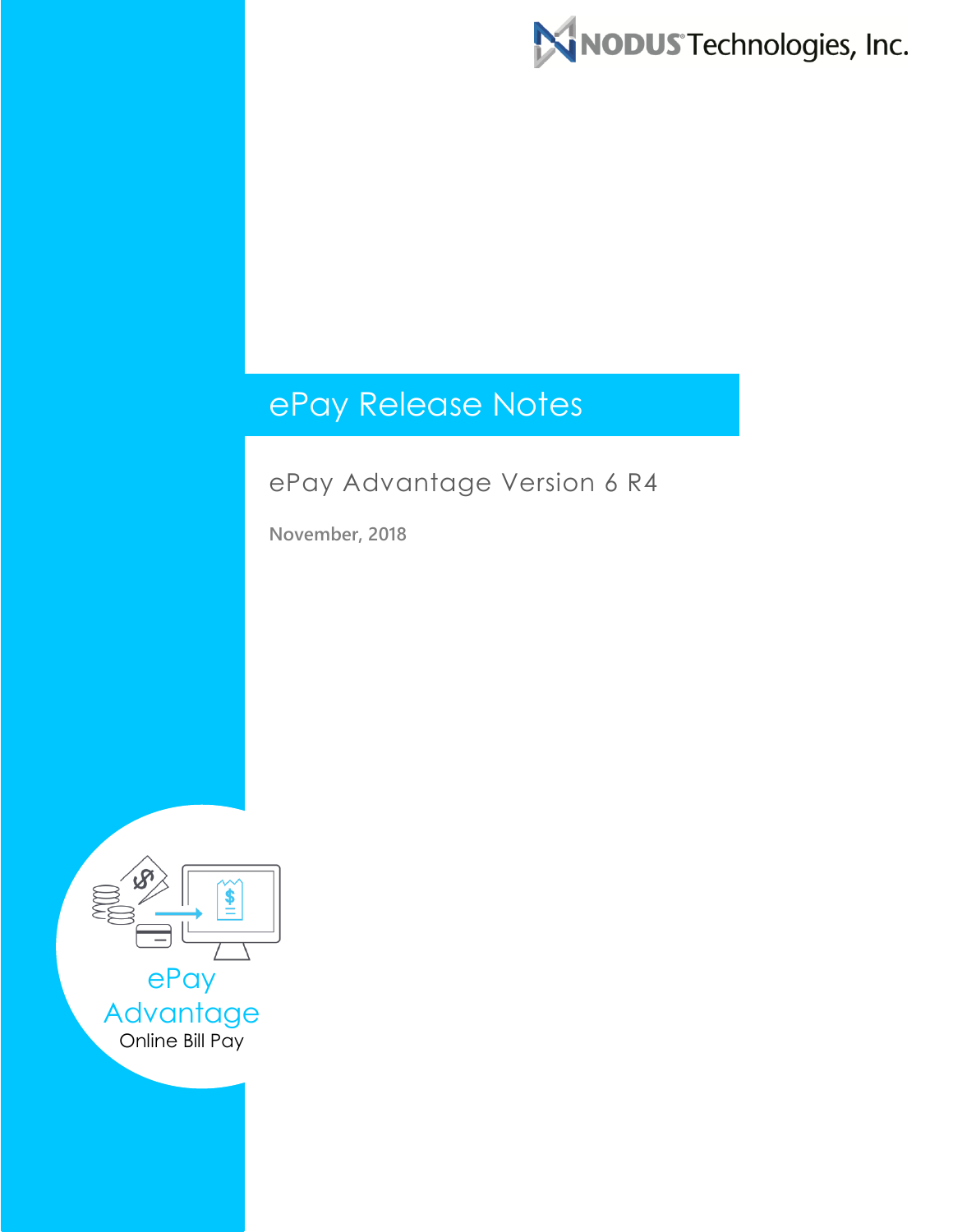NODUS Technologies, Inc.

# ePay Release Notes

## ePay Advantage Version 6 R4

**November, 2018**

ePay Advantage

Online Bill Pay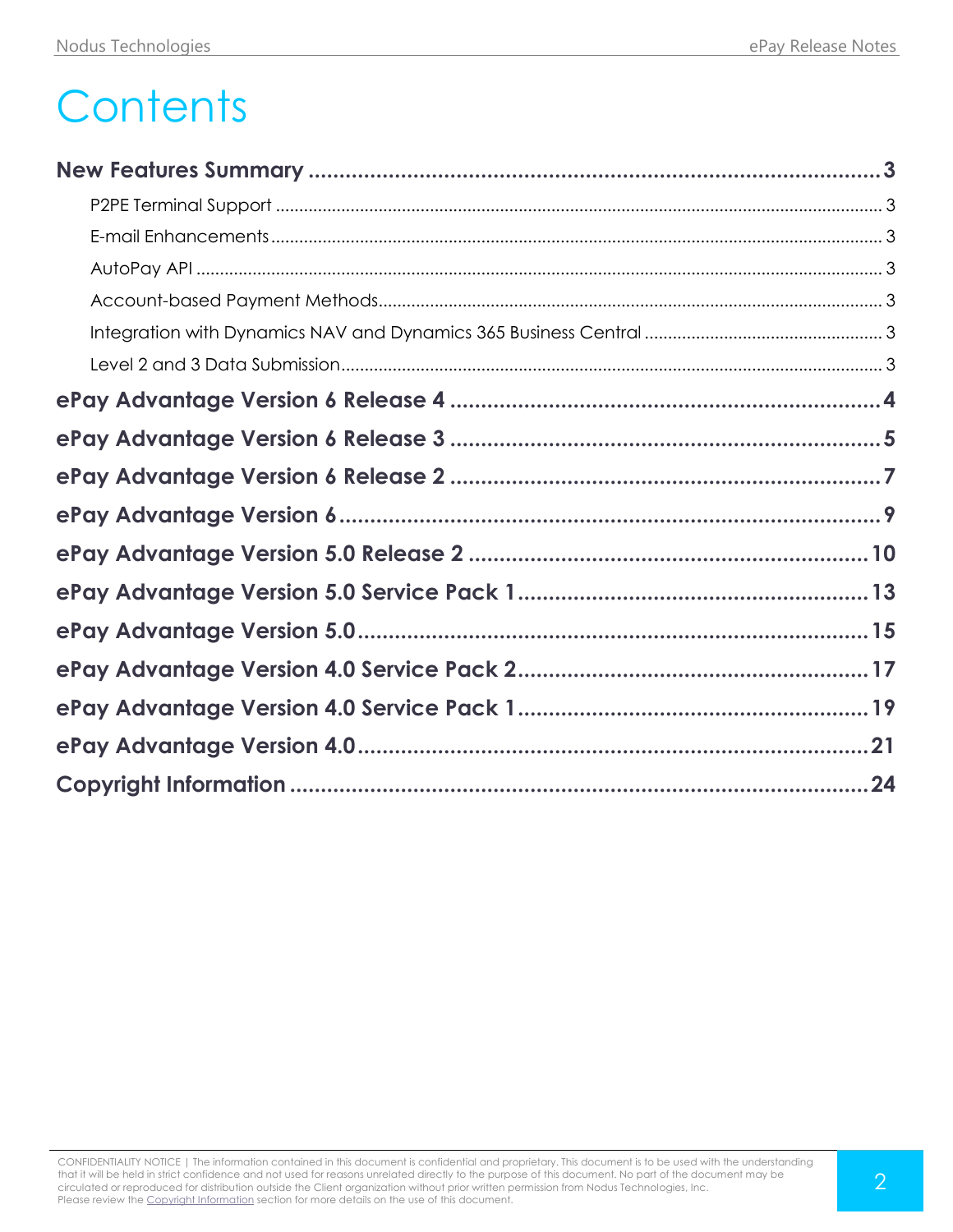# Contents

**New Features Summary** ..... 3

- P2PE Terminal Support ..... 3
- E-mail Enhancements ..... 3
- AutoPay API ..... 3
- Account-based Payment Methods ..... 3
- Integration with Dynamics NAV and Dynamics 365 Business Central ..... 3
- Level 2 and 3 Data Submission ..... 3

**ePay Advantage Version 6 Release 4** ..... 4

**ePay Advantage Version 6 Release 3** ..... 5

**ePay Advantage Version 6 Release 2** ..... 7

**ePay Advantage Version 6** ..... 9

**ePay Advantage Version 5.0 Release 2** ..... 10

**ePay Advantage Version 5.0 Service Pack 1** ..... 13

**ePay Advantage Version 5.0** ..... 15

**ePay Advantage Version 4.0 Service Pack 2** ..... 17

**ePay Advantage Version 4.0 Service Pack 1** ..... 19

**ePay Advantage Version 4.0** ..... 21

**Copyright Information** ..... 24

CONFIDENTIALITY NOTICE | The information contained in this document is confidential and proprietary. This document is to be used with the understanding that it will be held in strict confidence and not used for reasons unrelated directly to the purpose of this document. No part of the document may be circulated or reproduced for distribution outside the Client organization without prior written permission from Nodus Technologies, Inc. Please review the Copyright Information section for more details on the use of this document.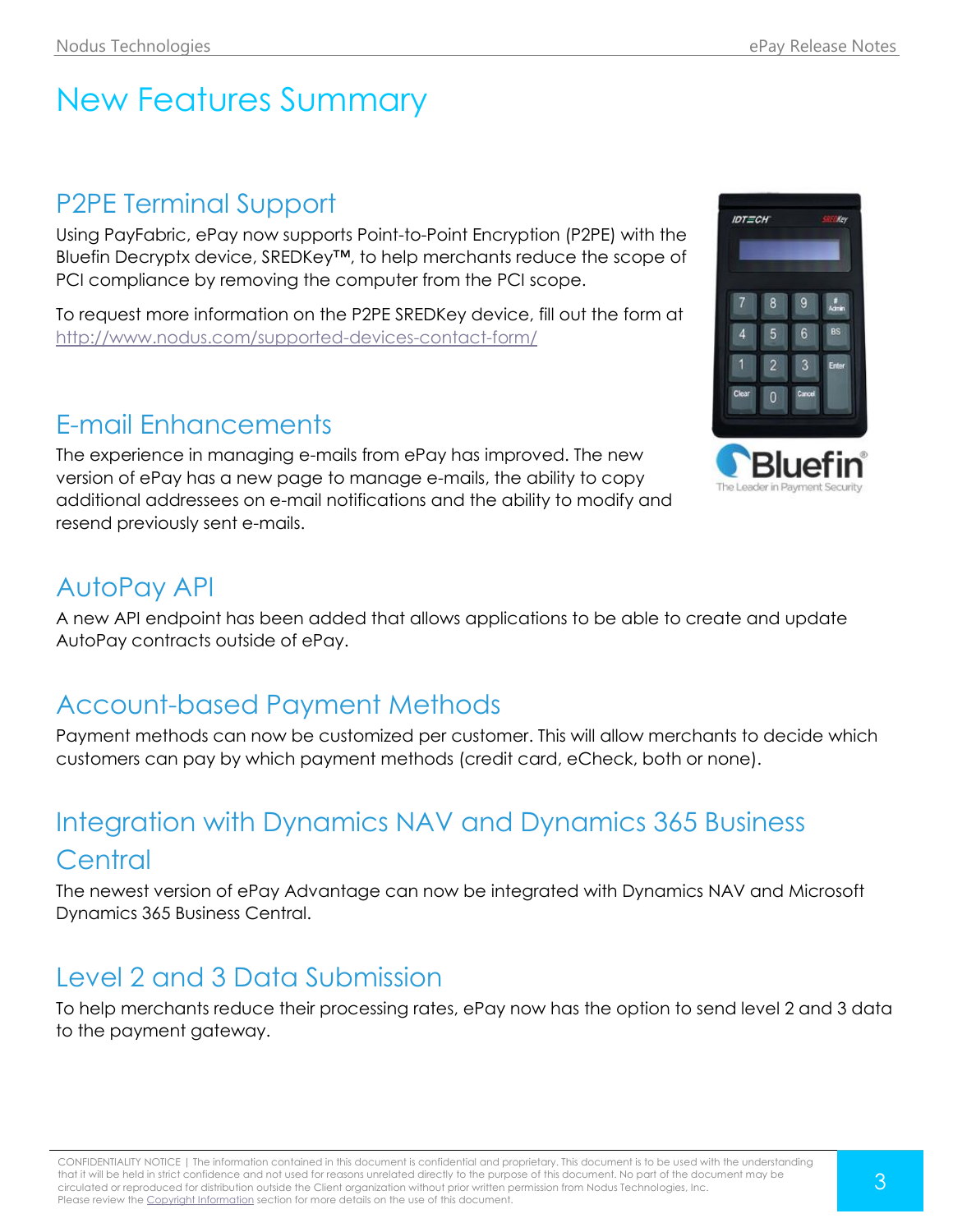# New Features Summary

## P2PE Terminal Support

Using PayFabric, ePay now supports Point-to-Point Encryption (P2PE) with the Bluefin Decryptx device, SREDKey™, to help merchants reduce the scope of PCI compliance by removing the computer from the PCI scope.

To request more information on the P2PE SREDKey device, fill out the form at http://www.nodus.com/supported-devices-contact-form/

## E-mail Enhancements

The experience in managing e-mails from ePay has improved. The new version of ePay has a new page to manage e-mails, the ability to copy additional addressees on e-mail notifications and the ability to modify and resend previously sent e-mails.

## AutoPay API

A new API endpoint has been added that allows applications to be able to create and update AutoPay contracts outside of ePay.

## Account-based Payment Methods

Payment methods can now be customized per customer. This will allow merchants to decide which customers can pay by which payment methods (credit card, eCheck, both or none).

## Integration with Dynamics NAV and Dynamics 365 Business Central

The newest version of ePay Advantage can now be integrated with Dynamics NAV and Microsoft Dynamics 365 Business Central.

## Level 2 and 3 Data Submission

To help merchants reduce their processing rates, ePay now has the option to send level 2 and 3 data to the payment gateway.

CONFIDENTIALITY NOTICE | The information contained in this document is confidential and proprietary. This document is to be used with the understanding that it will be held in strict confidence and not used for reasons unrelated directly to the purpose of this document. No part of the document may be circulated or reproduced for distribution outside the Client organization without prior written permission from Nodus Technologies, Inc. Please review the Copyright Information section for more details on the use of this document.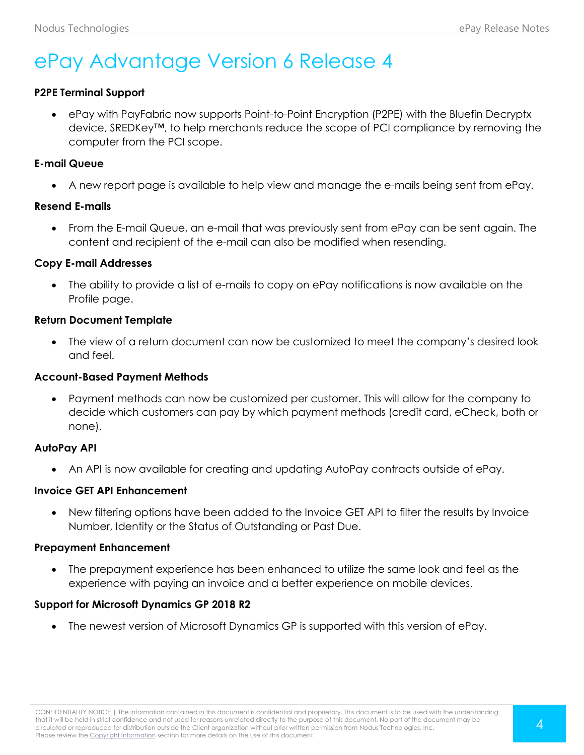# ePay Advantage Version 6 Release 4

**P2PE Terminal Support**

- ePay with PayFabric now supports Point-to-Point Encryption (P2PE) with the Bluefin Decryptx device, SREDKey™, to help merchants reduce the scope of PCI compliance by removing the computer from the PCI scope.

**E-mail Queue**

- A new report page is available to help view and manage the e-mails being sent from ePay.

**Resend E-mails**

- From the E-mail Queue, an e-mail that was previously sent from ePay can be sent again. The content and recipient of the e-mail can also be modified when resending.

**Copy E-mail Addresses**

- The ability to provide a list of e-mails to copy on ePay notifications is now available on the Profile page.

**Return Document Template**

- The view of a return document can now be customized to meet the company's desired look and feel.

**Account-Based Payment Methods**

- Payment methods can now be customized per customer. This will allow for the company to decide which customers can pay by which payment methods (credit card, eCheck, both or none).

**AutoPay API**

- An API is now available for creating and updating AutoPay contracts outside of ePay.

**Invoice GET API Enhancement**

- New filtering options have been added to the Invoice GET API to filter the results by Invoice Number, Identity or the Status of Outstanding or Past Due.

**Prepayment Enhancement**

- The prepayment experience has been enhanced to utilize the same look and feel as the experience with paying an invoice and a better experience on mobile devices.

**Support for Microsoft Dynamics GP 2018 R2**

- The newest version of Microsoft Dynamics GP is supported with this version of ePay.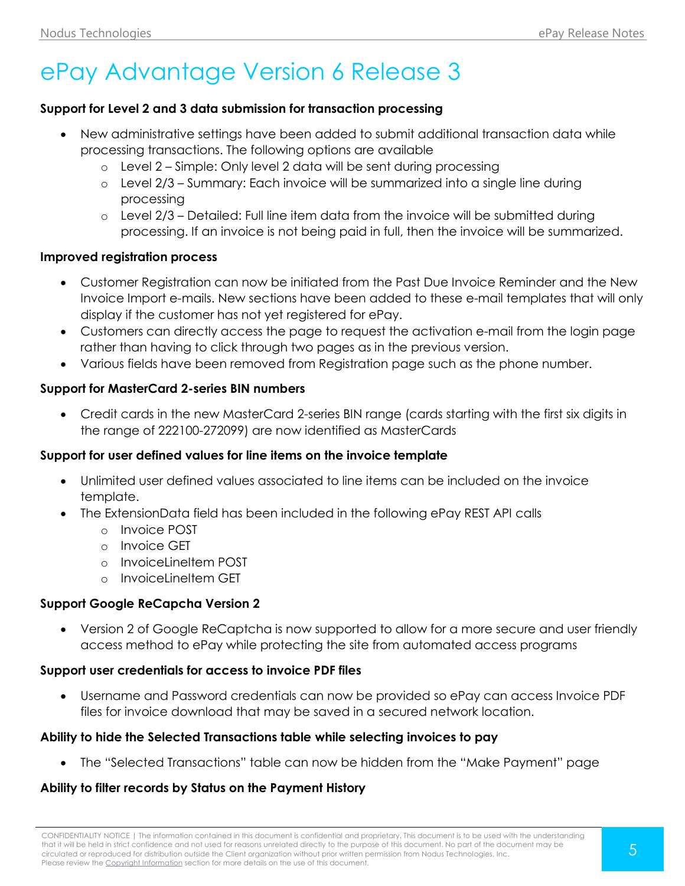# ePay Advantage Version 6 Release 3

**Support for Level 2 and 3 data submission for transaction processing**

- New administrative settings have been added to submit additional transaction data while processing transactions. The following options are available
  - Level 2 – Simple: Only level 2 data will be sent during processing
  - Level 2/3 – Summary: Each invoice will be summarized into a single line during processing
  - Level 2/3 – Detailed: Full line item data from the invoice will be submitted during processing. If an invoice is not being paid in full, then the invoice will be summarized.

**Improved registration process**

- Customer Registration can now be initiated from the Past Due Invoice Reminder and the New Invoice Import e-mails. New sections have been added to these e-mail templates that will only display if the customer has not yet registered for ePay.
- Customers can directly access the page to request the activation e-mail from the login page rather than having to click through two pages as in the previous version.
- Various fields have been removed from Registration page such as the phone number.

**Support for MasterCard 2-series BIN numbers**

- Credit cards in the new MasterCard 2-series BIN range (cards starting with the first six digits in the range of 222100-272099) are now identified as MasterCards

**Support for user defined values for line items on the invoice template**

- Unlimited user defined values associated to line items can be included on the invoice template.
- The ExtensionData field has been included in the following ePay REST API calls
  - Invoice POST
  - Invoice GET
  - InvoiceLineItem POST
  - InvoiceLineItem GET

**Support Google ReCapcha Version 2**

- Version 2 of Google ReCaptcha is now supported to allow for a more secure and user friendly access method to ePay while protecting the site from automated access programs

**Support user credentials for access to invoice PDF files**

- Username and Password credentials can now be provided so ePay can access Invoice PDF files for invoice download that may be saved in a secured network location.

**Ability to hide the Selected Transactions table while selecting invoices to pay**

- The "Selected Transactions" table can now be hidden from the "Make Payment" page

**Ability to filter records by Status on the Payment History**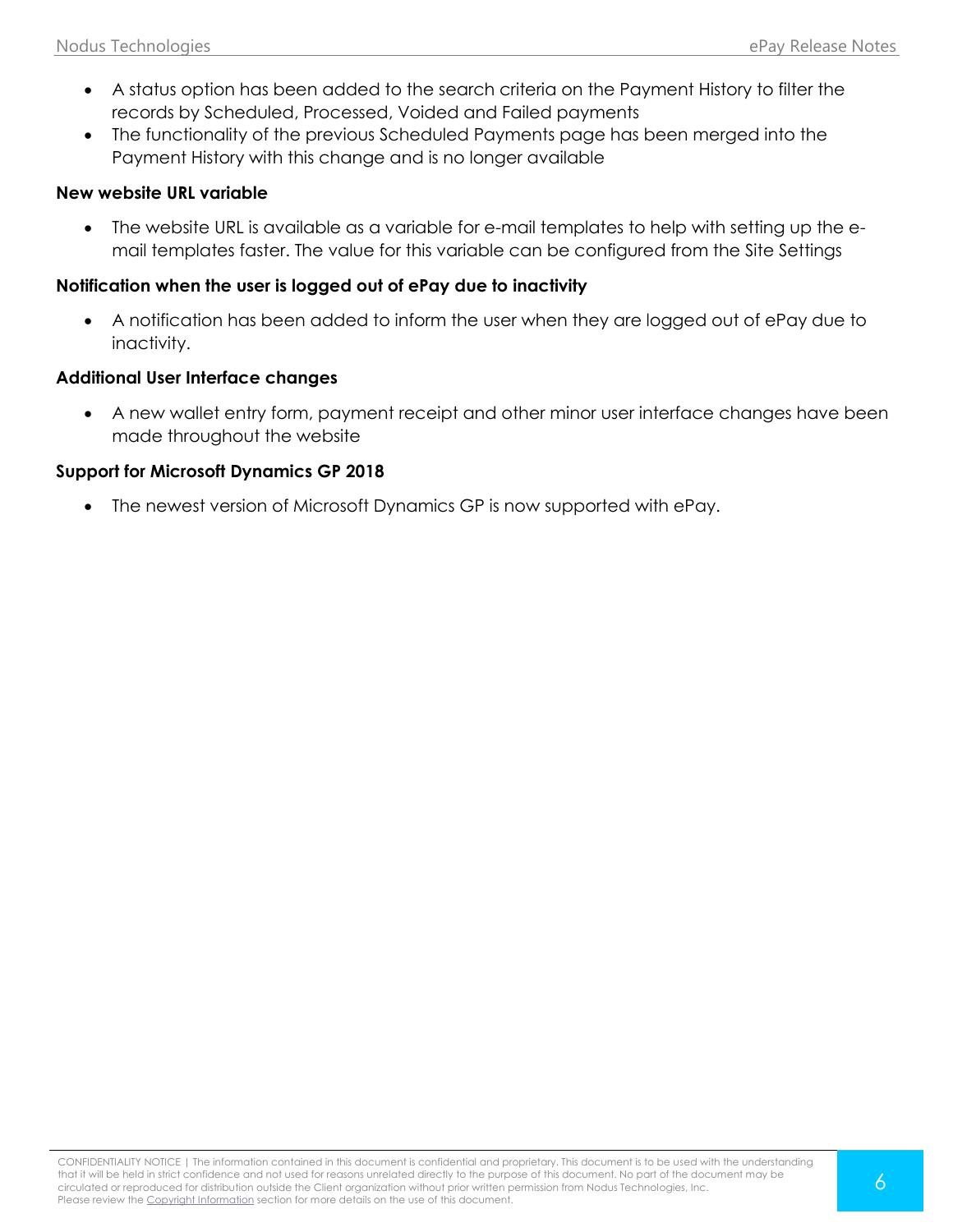- A status option has been added to the search criteria on the Payment History to filter the records by Scheduled, Processed, Voided and Failed payments
- The functionality of the previous Scheduled Payments page has been merged into the Payment History with this change and is no longer available

**New website URL variable**

- The website URL is available as a variable for e-mail templates to help with setting up the e-mail templates faster. The value for this variable can be configured from the Site Settings

**Notification when the user is logged out of ePay due to inactivity**

- A notification has been added to inform the user when they are logged out of ePay due to inactivity.

**Additional User Interface changes**

- A new wallet entry form, payment receipt and other minor user interface changes have been made throughout the website

**Support for Microsoft Dynamics GP 2018**

- The newest version of Microsoft Dynamics GP is now supported with ePay.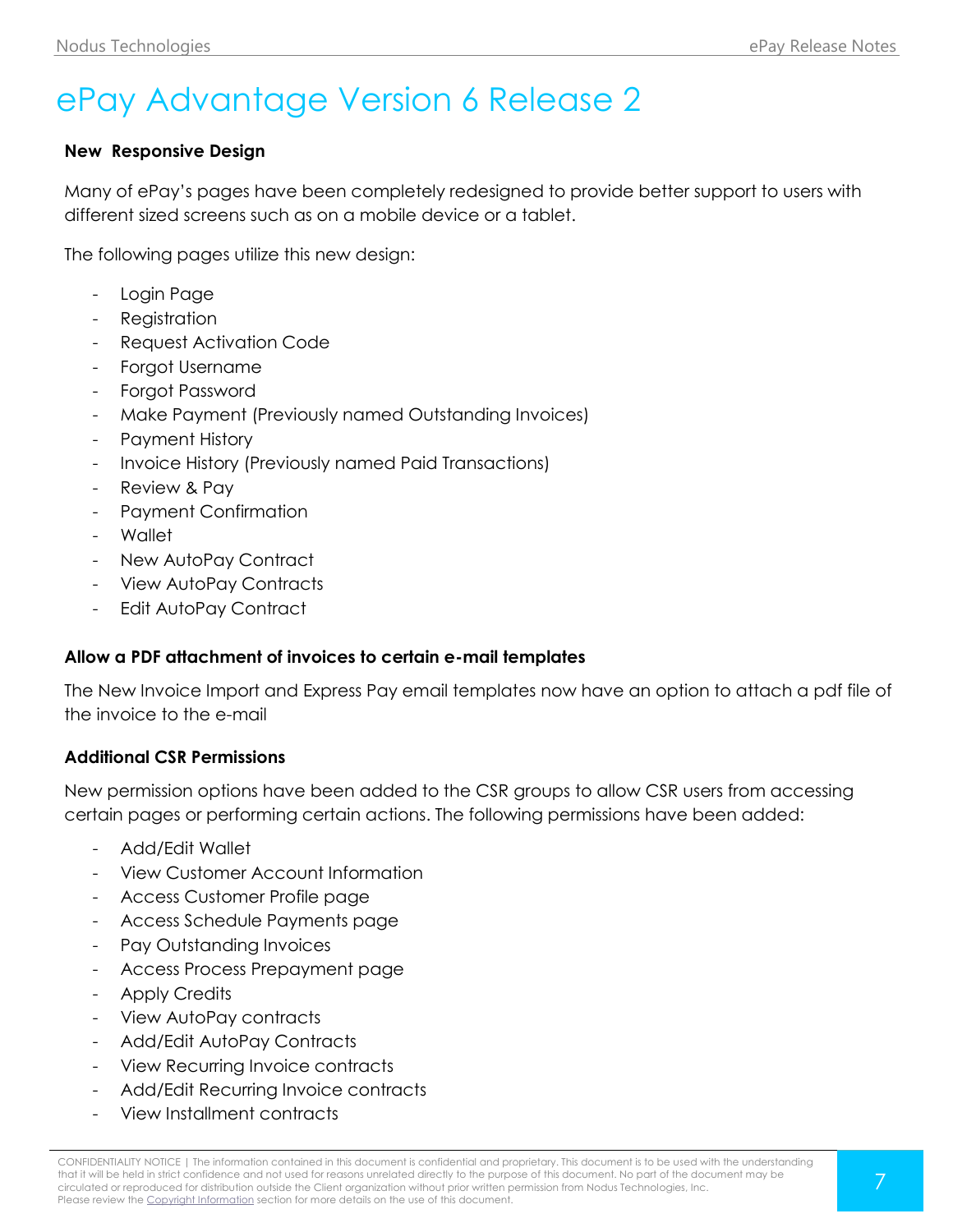# ePay Advantage Version 6 Release 2

**New Responsive Design**

Many of ePay's pages have been completely redesigned to provide better support to users with different sized screens such as on a mobile device or a tablet.

The following pages utilize this new design:

- Login Page
- Registration
- Request Activation Code
- Forgot Username
- Forgot Password
- Make Payment (Previously named Outstanding Invoices)
- Payment History
- Invoice History (Previously named Paid Transactions)
- Review & Pay
- Payment Confirmation
- Wallet
- New AutoPay Contract
- View AutoPay Contracts
- Edit AutoPay Contract

**Allow a PDF attachment of invoices to certain e-mail templates**

The New Invoice Import and Express Pay email templates now have an option to attach a pdf file of the invoice to the e-mail

**Additional CSR Permissions**

New permission options have been added to the CSR groups to allow CSR users from accessing certain pages or performing certain actions. The following permissions have been added:

- Add/Edit Wallet
- View Customer Account Information
- Access Customer Profile page
- Access Schedule Payments page
- Pay Outstanding Invoices
- Access Process Prepayment page
- Apply Credits
- View AutoPay contracts
- Add/Edit AutoPay Contracts
- View Recurring Invoice contracts
- Add/Edit Recurring Invoice contracts
- View Installment contracts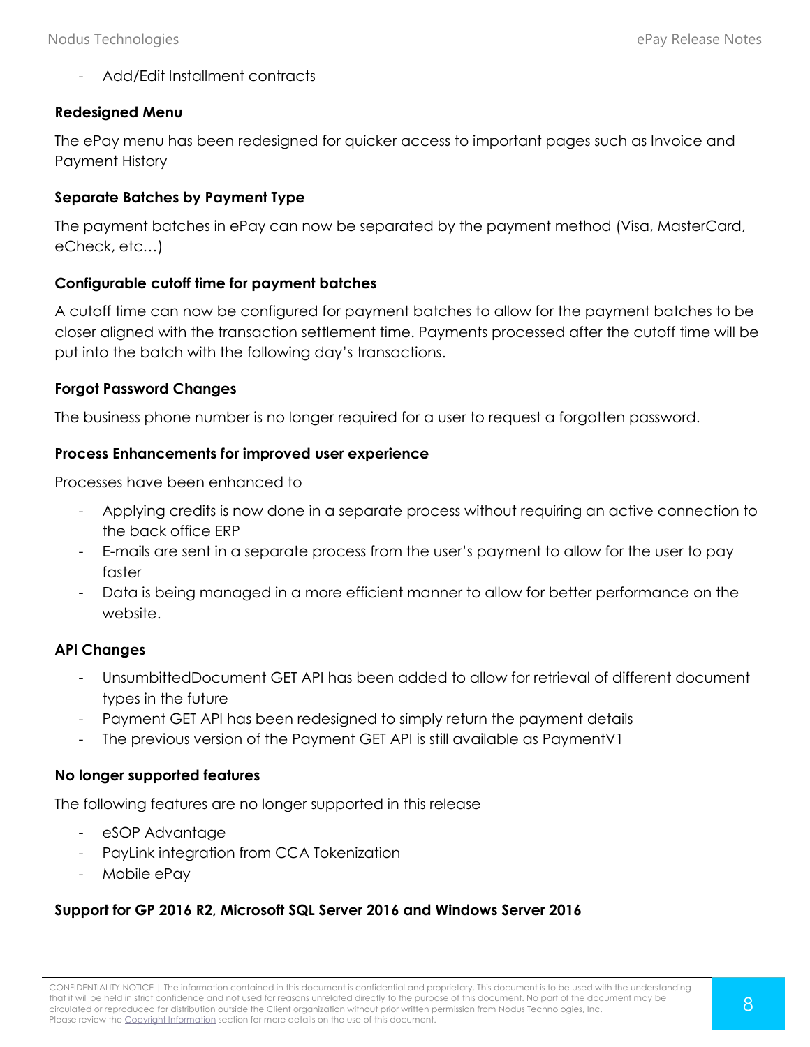- Add/Edit Installment contracts

### Redesigned Menu

The ePay menu has been redesigned for quicker access to important pages such as Invoice and Payment History

### Separate Batches by Payment Type

The payment batches in ePay can now be separated by the payment method (Visa, MasterCard, eCheck, etc…)

### Configurable cutoff time for payment batches

A cutoff time can now be configured for payment batches to allow for the payment batches to be closer aligned with the transaction settlement time. Payments processed after the cutoff time will be put into the batch with the following day's transactions.

### Forgot Password Changes

The business phone number is no longer required for a user to request a forgotten password.

### Process Enhancements for improved user experience

Processes have been enhanced to

- Applying credits is now done in a separate process without requiring an active connection to the back office ERP
- E-mails are sent in a separate process from the user's payment to allow for the user to pay faster
- Data is being managed in a more efficient manner to allow for better performance on the website.

### API Changes

- UnsumbittedDocument GET API has been added to allow for retrieval of different document types in the future
- Payment GET API has been redesigned to simply return the payment details
- The previous version of the Payment GET API is still available as PaymentV1

### No longer supported features

The following features are no longer supported in this release

- eSOP Advantage
- PayLink integration from CCA Tokenization
- Mobile ePay

### Support for GP 2016 R2, Microsoft SQL Server 2016 and Windows Server 2016

CONFIDENTIALITY NOTICE | The information contained in this document is confidential and proprietary. This document is to be used with the understanding that it will be held in strict confidence and not used for reasons unrelated directly to the purpose of this document. No part of the document may be circulated or reproduced for distribution outside the Client organization without prior written permission from Nodus Technologies, Inc. Please review the Copyright Information section for more details on the use of this document.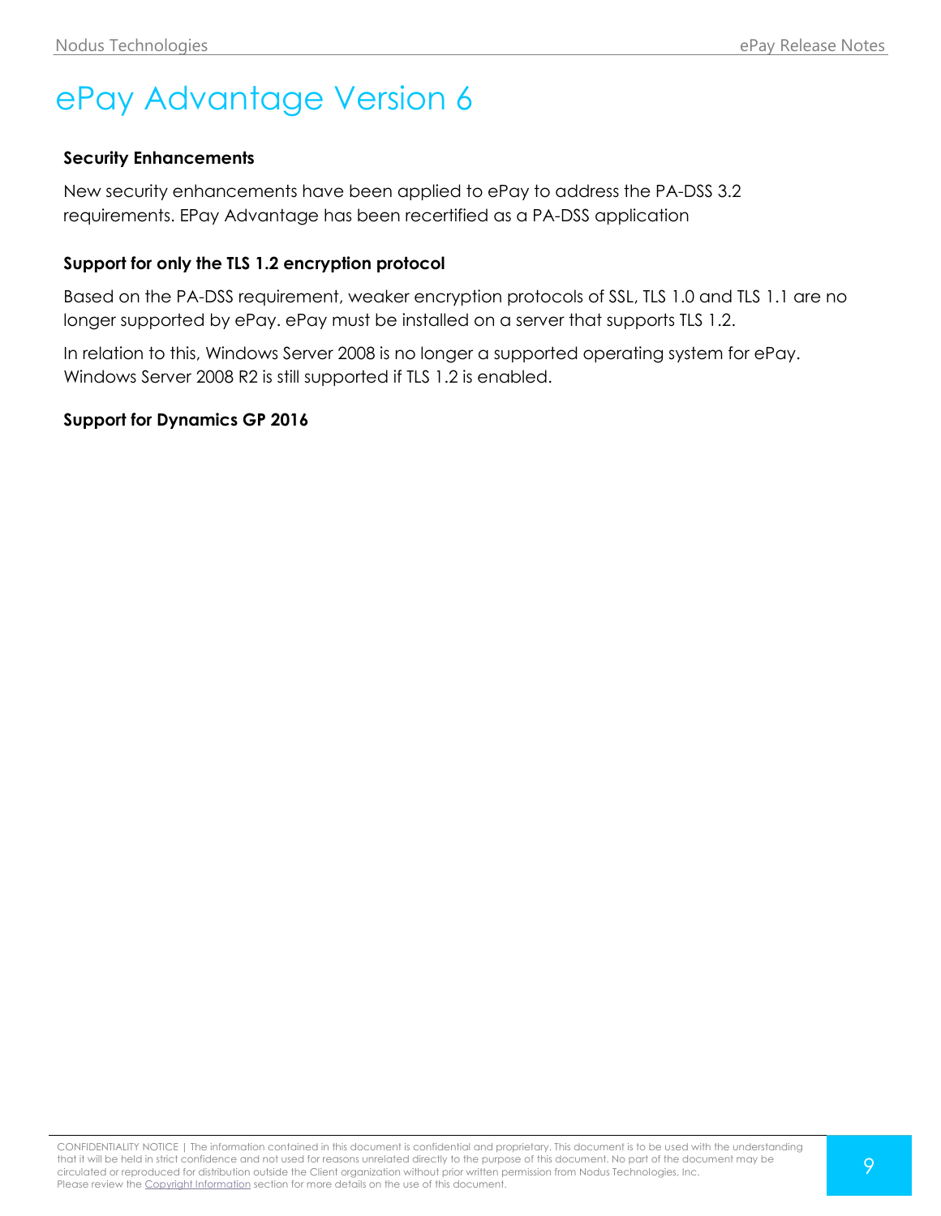# ePay Advantage Version 6

### Security Enhancements

New security enhancements have been applied to ePay to address the PA-DSS 3.2 requirements. EPay Advantage has been recertified as a PA-DSS application

### Support for only the TLS 1.2 encryption protocol

Based on the PA-DSS requirement, weaker encryption protocols of SSL, TLS 1.0 and TLS 1.1 are no longer supported by ePay. ePay must be installed on a server that supports TLS 1.2.

In relation to this, Windows Server 2008 is no longer a supported operating system for ePay. Windows Server 2008 R2 is still supported if TLS 1.2 is enabled.

### Support for Dynamics GP 2016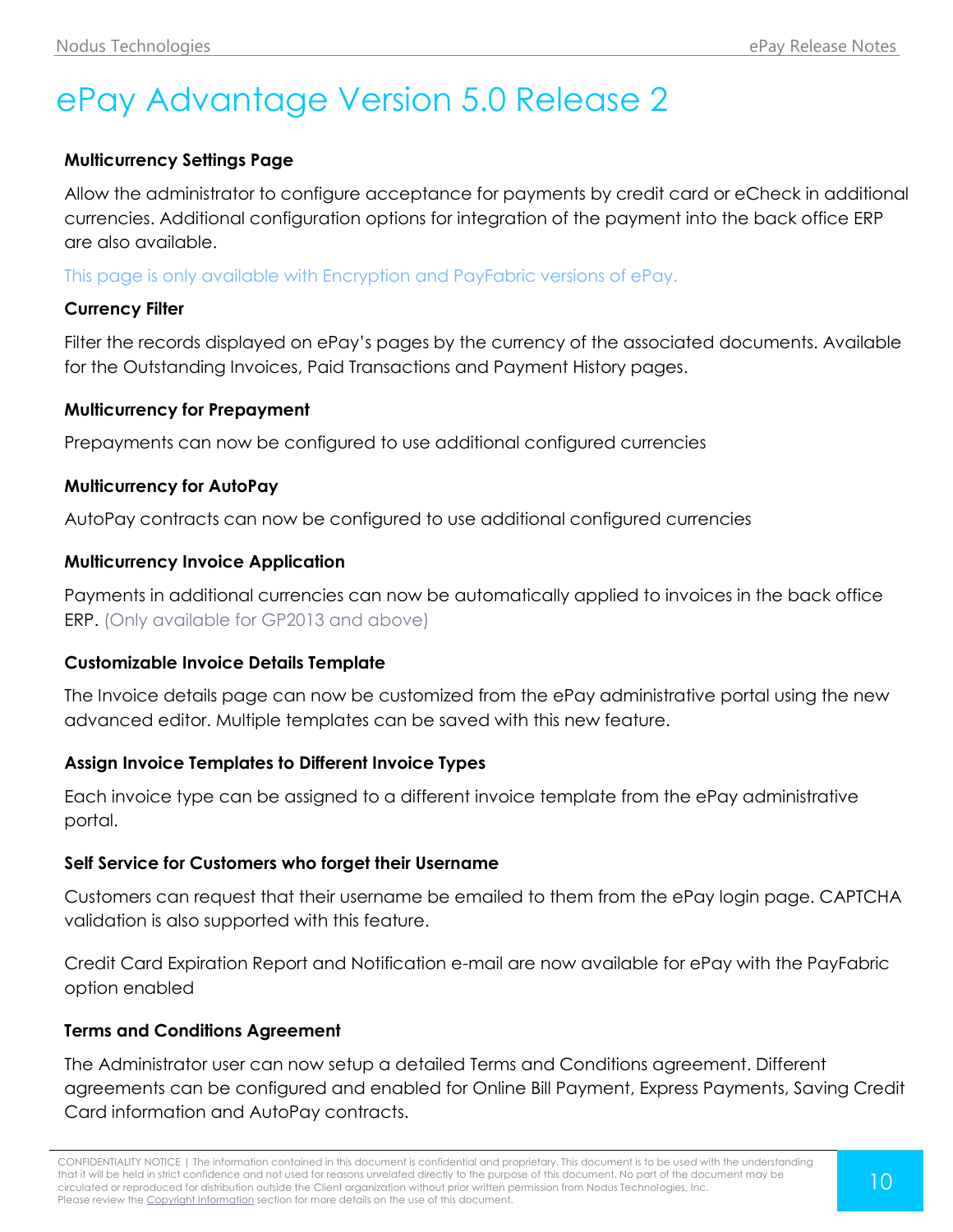# ePay Advantage Version 5.0 Release 2

**Multicurrency Settings Page**

Allow the administrator to configure acceptance for payments by credit card or eCheck in additional currencies. Additional configuration options for integration of the payment into the back office ERP are also available.

This page is only available with Encryption and PayFabric versions of ePay.

**Currency Filter**

Filter the records displayed on ePay's pages by the currency of the associated documents. Available for the Outstanding Invoices, Paid Transactions and Payment History pages.

**Multicurrency for Prepayment**

Prepayments can now be configured to use additional configured currencies

**Multicurrency for AutoPay**

AutoPay contracts can now be configured to use additional configured currencies

**Multicurrency Invoice Application**

Payments in additional currencies can now be automatically applied to invoices in the back office ERP. (Only available for GP2013 and above)

**Customizable Invoice Details Template**

The Invoice details page can now be customized from the ePay administrative portal using the new advanced editor. Multiple templates can be saved with this new feature.

**Assign Invoice Templates to Different Invoice Types**

Each invoice type can be assigned to a different invoice template from the ePay administrative portal.

**Self Service for Customers who forget their Username**

Customers can request that their username be emailed to them from the ePay login page. CAPTCHA validation is also supported with this feature.

Credit Card Expiration Report and Notification e-mail are now available for ePay with the PayFabric option enabled

**Terms and Conditions Agreement**

The Administrator user can now setup a detailed Terms and Conditions agreement. Different agreements can be configured and enabled for Online Bill Payment, Express Payments, Saving Credit Card information and AutoPay contracts.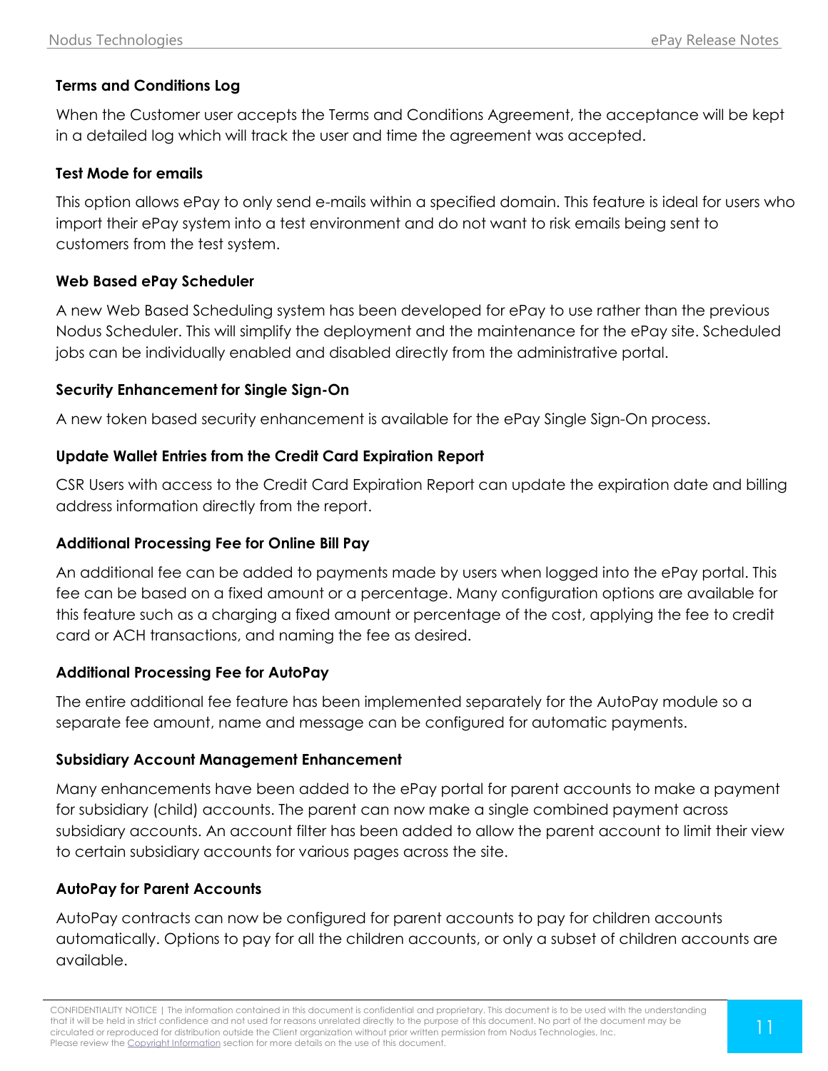### Terms and Conditions Log

When the Customer user accepts the Terms and Conditions Agreement, the acceptance will be kept in a detailed log which will track the user and time the agreement was accepted.

### Test Mode for emails

This option allows ePay to only send e-mails within a specified domain. This feature is ideal for users who import their ePay system into a test environment and do not want to risk emails being sent to customers from the test system.

### Web Based ePay Scheduler

A new Web Based Scheduling system has been developed for ePay to use rather than the previous Nodus Scheduler. This will simplify the deployment and the maintenance for the ePay site. Scheduled jobs can be individually enabled and disabled directly from the administrative portal.

### Security Enhancement for Single Sign-On

A new token based security enhancement is available for the ePay Single Sign-On process.

### Update Wallet Entries from the Credit Card Expiration Report

CSR Users with access to the Credit Card Expiration Report can update the expiration date and billing address information directly from the report.

### Additional Processing Fee for Online Bill Pay

An additional fee can be added to payments made by users when logged into the ePay portal. This fee can be based on a fixed amount or a percentage. Many configuration options are available for this feature such as a charging a fixed amount or percentage of the cost, applying the fee to credit card or ACH transactions, and naming the fee as desired.

### Additional Processing Fee for AutoPay

The entire additional fee feature has been implemented separately for the AutoPay module so a separate fee amount, name and message can be configured for automatic payments.

### Subsidiary Account Management Enhancement

Many enhancements have been added to the ePay portal for parent accounts to make a payment for subsidiary (child) accounts. The parent can now make a single combined payment across subsidiary accounts. An account filter has been added to allow the parent account to limit their view to certain subsidiary accounts for various pages across the site.

### AutoPay for Parent Accounts

AutoPay contracts can now be configured for parent accounts to pay for children accounts automatically. Options to pay for all the children accounts, or only a subset of children accounts are available.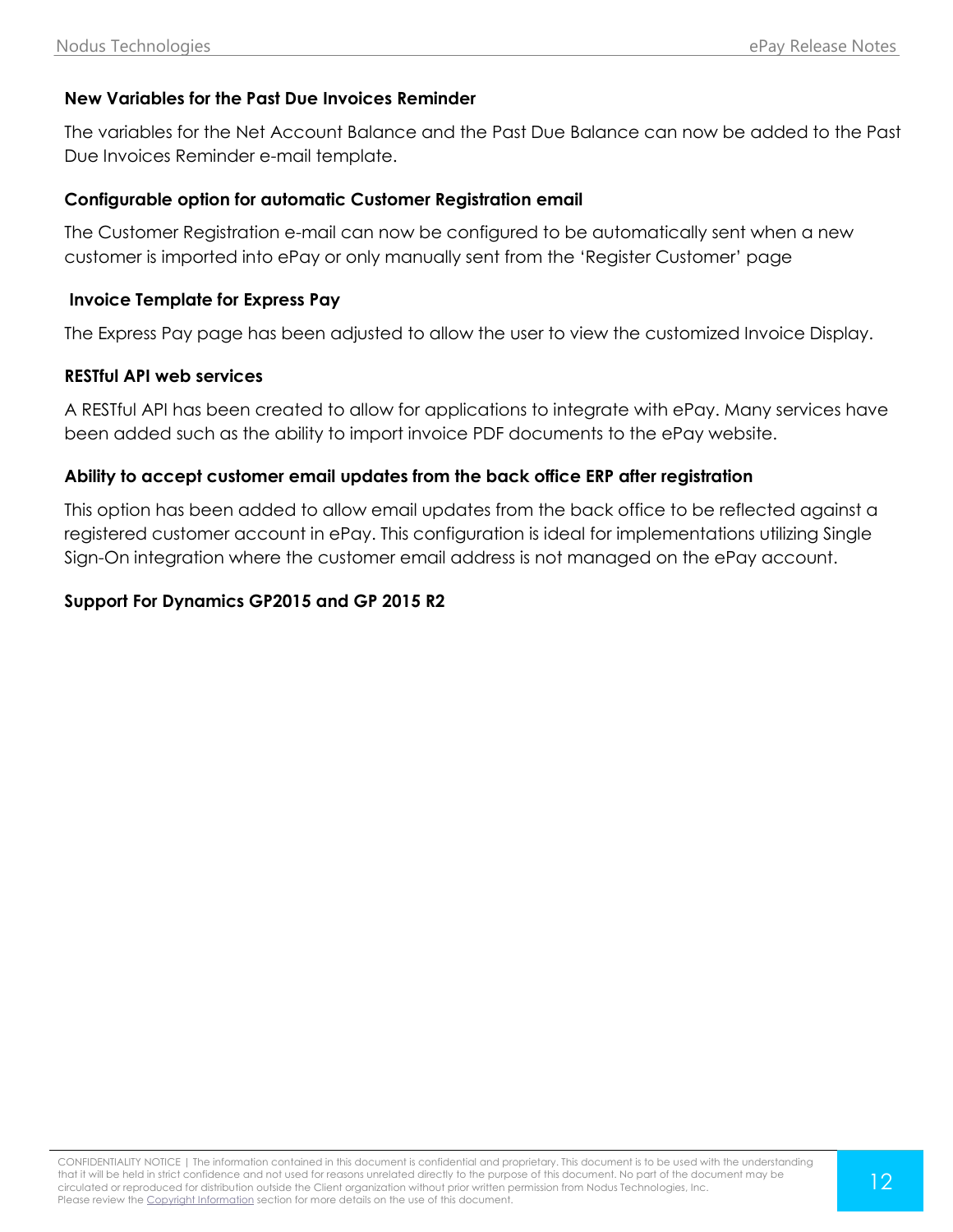### New Variables for the Past Due Invoices Reminder

The variables for the Net Account Balance and the Past Due Balance can now be added to the Past Due Invoices Reminder e-mail template.

### Configurable option for automatic Customer Registration email

The Customer Registration e-mail can now be configured to be automatically sent when a new customer is imported into ePay or only manually sent from the 'Register Customer' page

### Invoice Template for Express Pay

The Express Pay page has been adjusted to allow the user to view the customized Invoice Display.

### RESTful API web services

A RESTful API has been created to allow for applications to integrate with ePay. Many services have been added such as the ability to import invoice PDF documents to the ePay website.

### Ability to accept customer email updates from the back office ERP after registration

This option has been added to allow email updates from the back office to be reflected against a registered customer account in ePay. This configuration is ideal for implementations utilizing Single Sign-On integration where the customer email address is not managed on the ePay account.

### Support For Dynamics GP2015 and GP 2015 R2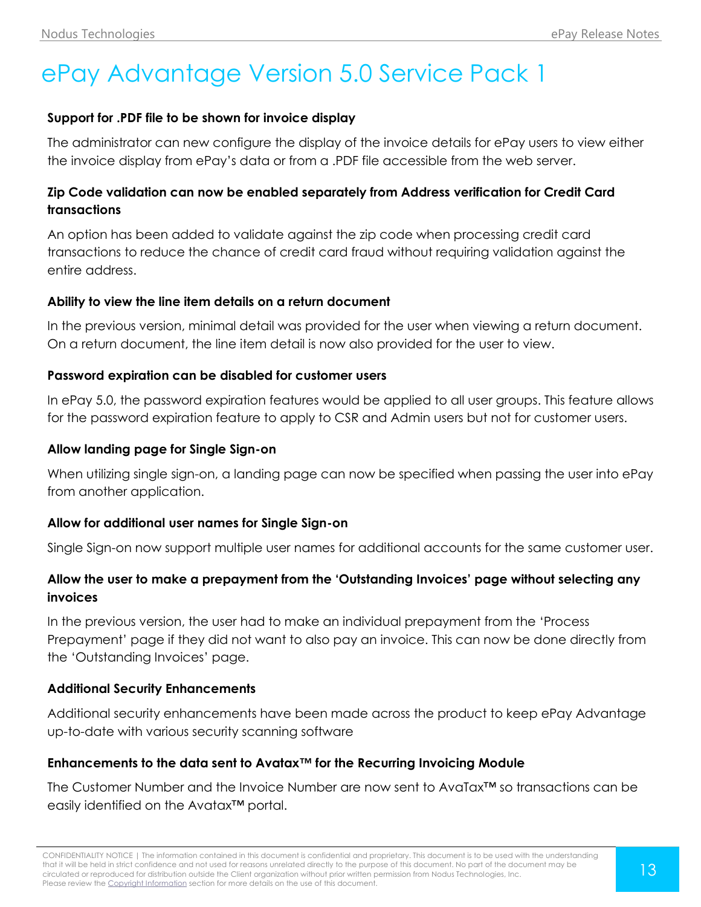# ePay Advantage Version 5.0 Service Pack 1

**Support for .PDF file to be shown for invoice display**

The administrator can new configure the display of the invoice details for ePay users to view either the invoice display from ePay's data or from a .PDF file accessible from the web server.

**Zip Code validation can now be enabled separately from Address verification for Credit Card transactions**

An option has been added to validate against the zip code when processing credit card transactions to reduce the chance of credit card fraud without requiring validation against the entire address.

**Ability to view the line item details on a return document**

In the previous version, minimal detail was provided for the user when viewing a return document. On a return document, the line item detail is now also provided for the user to view.

**Password expiration can be disabled for customer users**

In ePay 5.0, the password expiration features would be applied to all user groups. This feature allows for the password expiration feature to apply to CSR and Admin users but not for customer users.

**Allow landing page for Single Sign-on**

When utilizing single sign-on, a landing page can now be specified when passing the user into ePay from another application.

**Allow for additional user names for Single Sign-on**

Single Sign-on now support multiple user names for additional accounts for the same customer user.

**Allow the user to make a prepayment from the 'Outstanding Invoices' page without selecting any invoices**

In the previous version, the user had to make an individual prepayment from the 'Process Prepayment' page if they did not want to also pay an invoice. This can now be done directly from the 'Outstanding Invoices' page.

**Additional Security Enhancements**

Additional security enhancements have been made across the product to keep ePay Advantage up-to-date with various security scanning software

**Enhancements to the data sent to Avatax™ for the Recurring Invoicing Module**

The Customer Number and the Invoice Number are now sent to AvaTax™ so transactions can be easily identified on the Avatax™ portal.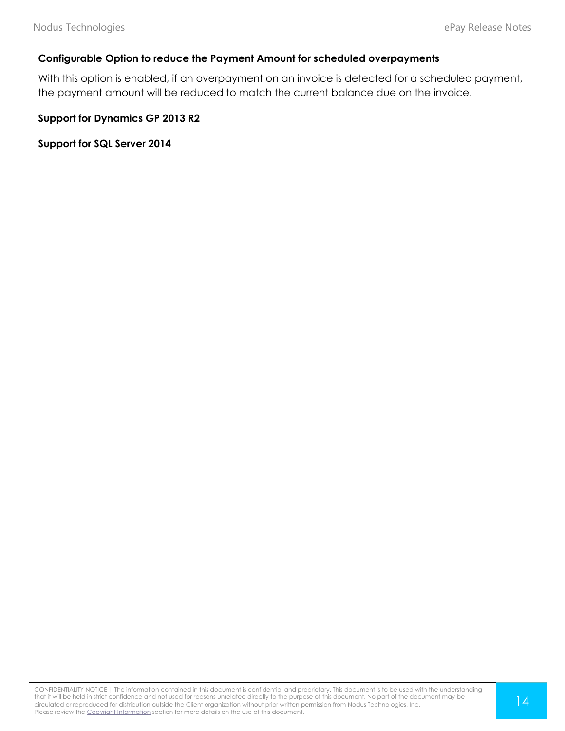### Configurable Option to reduce the Payment Amount for scheduled overpayments

With this option is enabled, if an overpayment on an invoice is detected for a scheduled payment, the payment amount will be reduced to match the current balance due on the invoice.

### Support for Dynamics GP 2013 R2

### Support for SQL Server 2014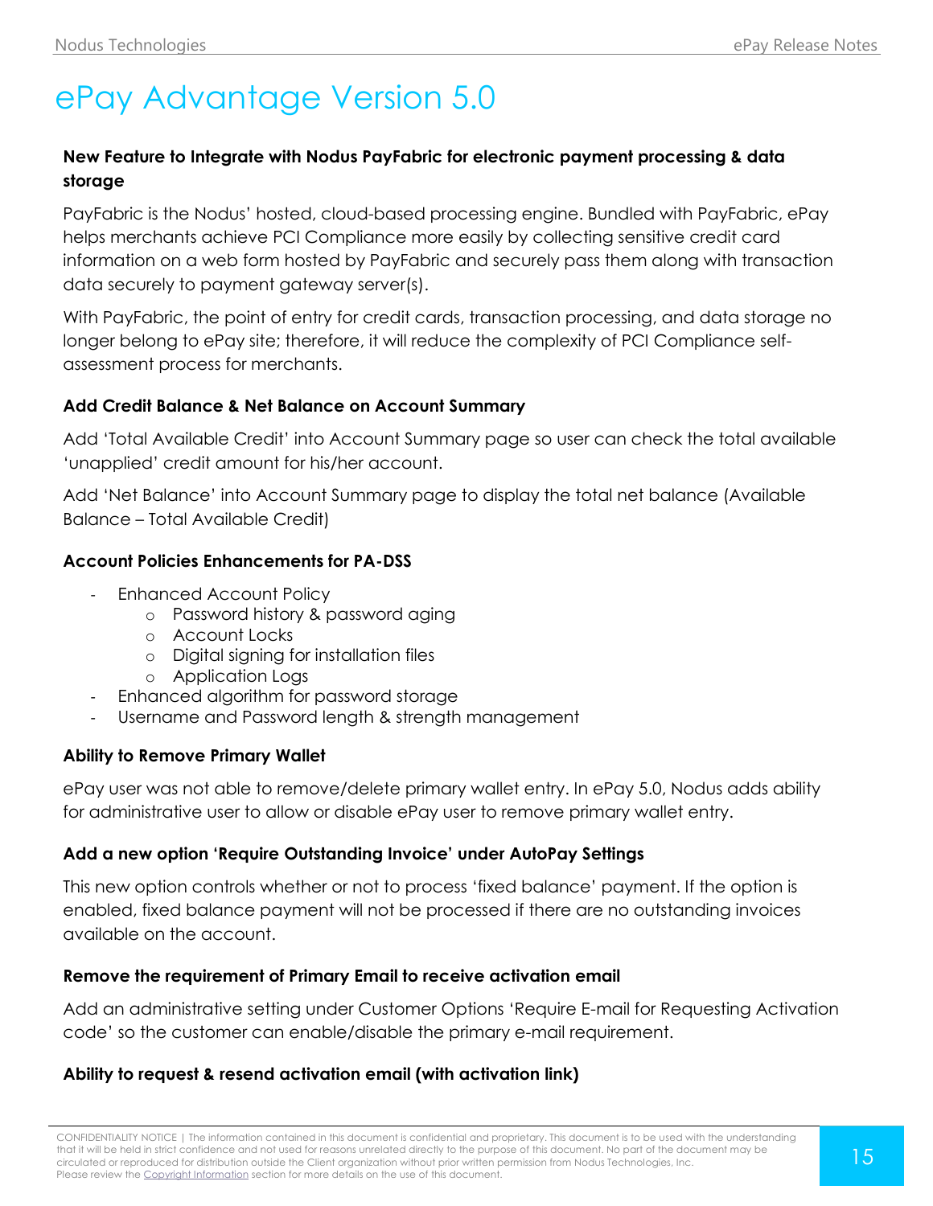# ePay Advantage Version 5.0

**New Feature to Integrate with Nodus PayFabric for electronic payment processing & data storage**

PayFabric is the Nodus' hosted, cloud-based processing engine. Bundled with PayFabric, ePay helps merchants achieve PCI Compliance more easily by collecting sensitive credit card information on a web form hosted by PayFabric and securely pass them along with transaction data securely to payment gateway server(s).

With PayFabric, the point of entry for credit cards, transaction processing, and data storage no longer belong to ePay site; therefore, it will reduce the complexity of PCI Compliance self-assessment process for merchants.

**Add Credit Balance & Net Balance on Account Summary**

Add 'Total Available Credit' into Account Summary page so user can check the total available 'unapplied' credit amount for his/her account.

Add 'Net Balance' into Account Summary page to display the total net balance (Available Balance – Total Available Credit)

**Account Policies Enhancements for PA-DSS**

- Enhanced Account Policy
  - Password history & password aging
  - Account Locks
  - Digital signing for installation files
  - Application Logs
- Enhanced algorithm for password storage
- Username and Password length & strength management

**Ability to Remove Primary Wallet**

ePay user was not able to remove/delete primary wallet entry. In ePay 5.0, Nodus adds ability for administrative user to allow or disable ePay user to remove primary wallet entry.

**Add a new option 'Require Outstanding Invoice' under AutoPay Settings**

This new option controls whether or not to process 'fixed balance' payment. If the option is enabled, fixed balance payment will not be processed if there are no outstanding invoices available on the account.

**Remove the requirement of Primary Email to receive activation email**

Add an administrative setting under Customer Options 'Require E-mail for Requesting Activation code' so the customer can enable/disable the primary e-mail requirement.

**Ability to request & resend activation email (with activation link)**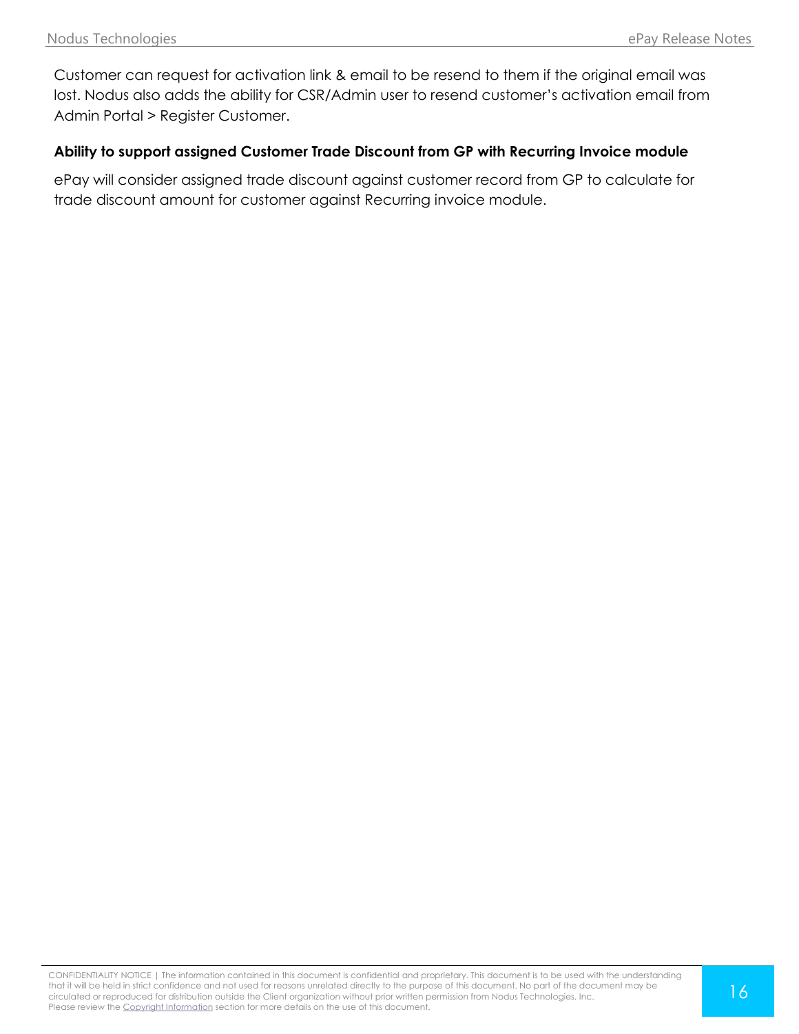Customer can request for activation link & email to be resend to them if the original email was lost. Nodus also adds the ability for CSR/Admin user to resend customer's activation email from Admin Portal > Register Customer.

#### Ability to support assigned Customer Trade Discount from GP with Recurring Invoice module

ePay will consider assigned trade discount against customer record from GP to calculate for trade discount amount for customer against Recurring invoice module.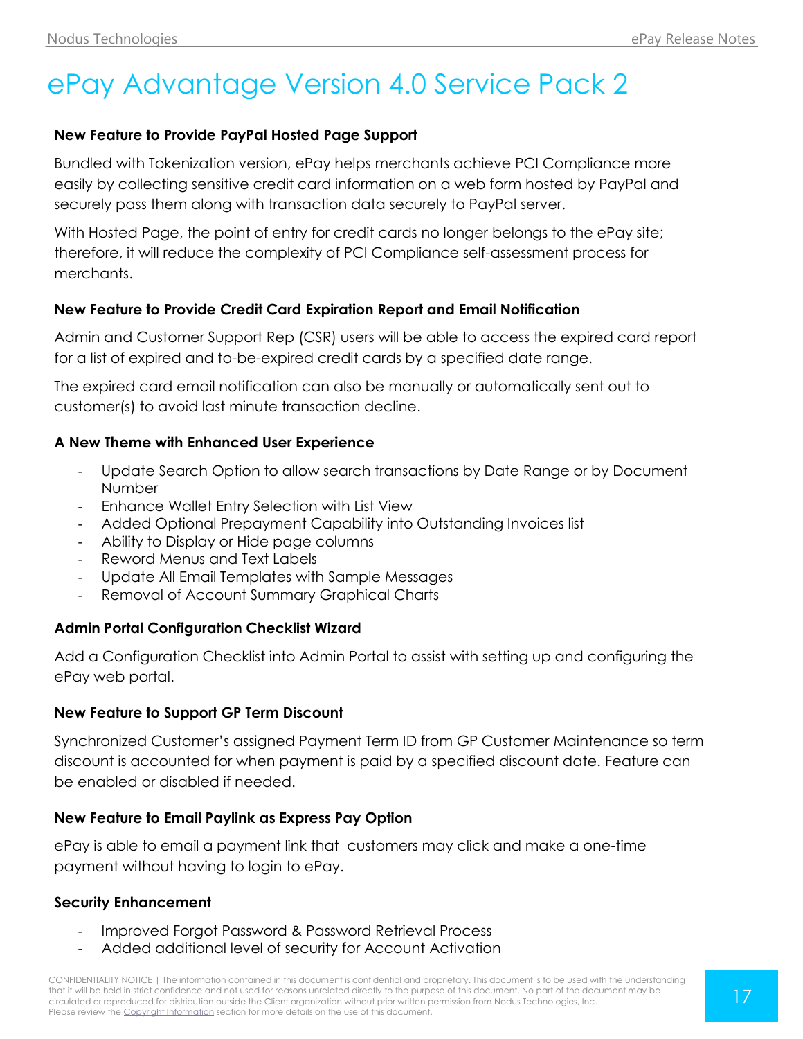# ePay Advantage Version 4.0 Service Pack 2

**New Feature to Provide PayPal Hosted Page Support**

Bundled with Tokenization version, ePay helps merchants achieve PCI Compliance more easily by collecting sensitive credit card information on a web form hosted by PayPal and securely pass them along with transaction data securely to PayPal server.

With Hosted Page, the point of entry for credit cards no longer belongs to the ePay site; therefore, it will reduce the complexity of PCI Compliance self-assessment process for merchants.

**New Feature to Provide Credit Card Expiration Report and Email Notification**

Admin and Customer Support Rep (CSR) users will be able to access the expired card report for a list of expired and to-be-expired credit cards by a specified date range.

The expired card email notification can also be manually or automatically sent out to customer(s) to avoid last minute transaction decline.

**A New Theme with Enhanced User Experience**

- Update Search Option to allow search transactions by Date Range or by Document Number
- Enhance Wallet Entry Selection with List View
- Added Optional Prepayment Capability into Outstanding Invoices list
- Ability to Display or Hide page columns
- Reword Menus and Text Labels
- Update All Email Templates with Sample Messages
- Removal of Account Summary Graphical Charts

**Admin Portal Configuration Checklist Wizard**

Add a Configuration Checklist into Admin Portal to assist with setting up and configuring the ePay web portal.

**New Feature to Support GP Term Discount**

Synchronized Customer's assigned Payment Term ID from GP Customer Maintenance so term discount is accounted for when payment is paid by a specified discount date. Feature can be enabled or disabled if needed.

**New Feature to Email Paylink as Express Pay Option**

ePay is able to email a payment link that customers may click and make a one-time payment without having to login to ePay.

**Security Enhancement**

- Improved Forgot Password & Password Retrieval Process
- Added additional level of security for Account Activation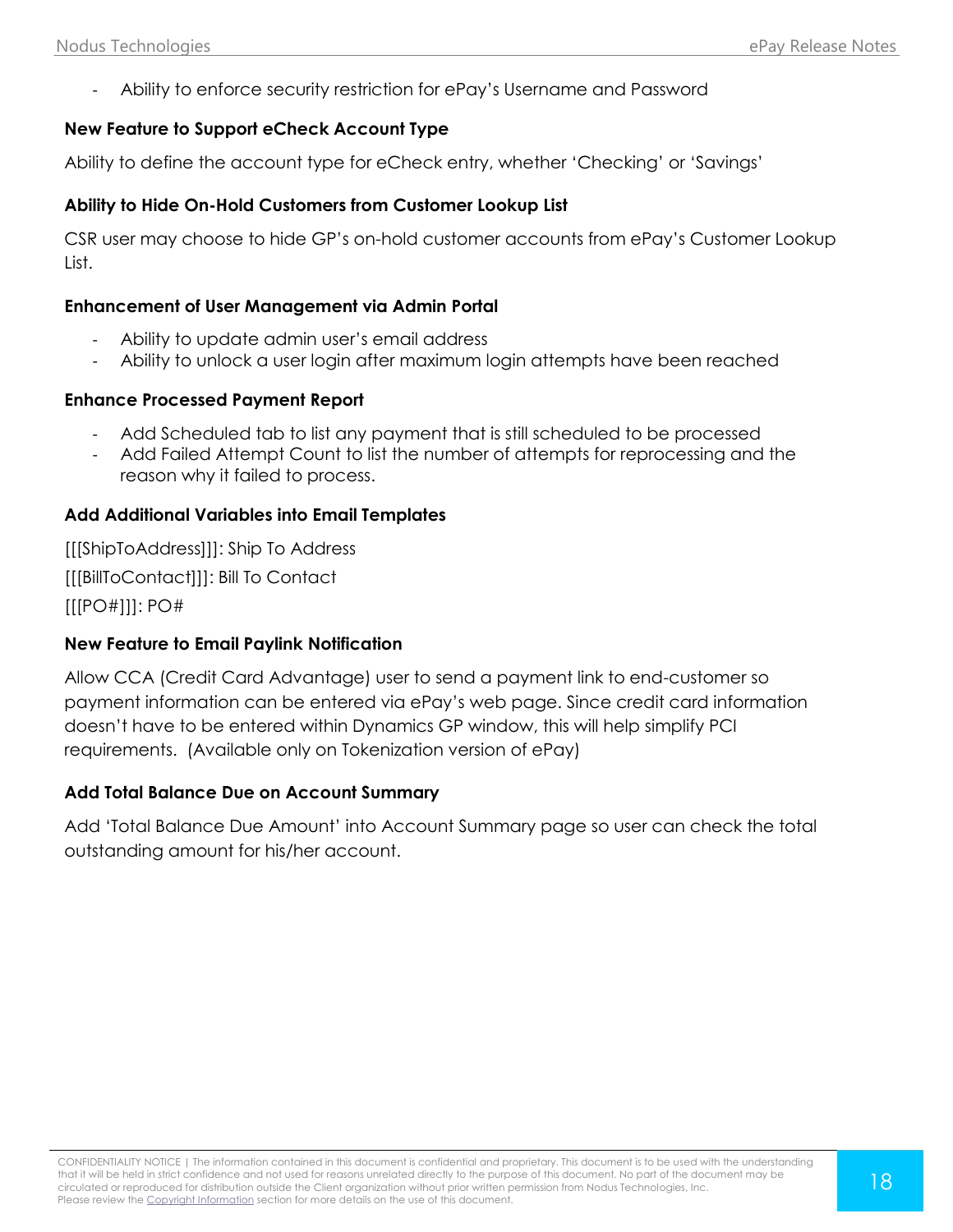- Ability to enforce security restriction for ePay's Username and Password

### New Feature to Support eCheck Account Type

Ability to define the account type for eCheck entry, whether 'Checking' or 'Savings'

### Ability to Hide On-Hold Customers from Customer Lookup List

CSR user may choose to hide GP's on-hold customer accounts from ePay's Customer Lookup List.

### Enhancement of User Management via Admin Portal

- Ability to update admin user's email address
- Ability to unlock a user login after maximum login attempts have been reached

### Enhance Processed Payment Report

- Add Scheduled tab to list any payment that is still scheduled to be processed
- Add Failed Attempt Count to list the number of attempts for reprocessing and the reason why it failed to process.

### Add Additional Variables into Email Templates

[[[ShipToAddress]]]: Ship To Address

[[[BillToContact]]]: Bill To Contact

[[[PO#]]]: PO#

### New Feature to Email Paylink Notification

Allow CCA (Credit Card Advantage) user to send a payment link to end-customer so payment information can be entered via ePay's web page. Since credit card information doesn't have to be entered within Dynamics GP window, this will help simplify PCI requirements. (Available only on Tokenization version of ePay)

### Add Total Balance Due on Account Summary

Add 'Total Balance Due Amount' into Account Summary page so user can check the total outstanding amount for his/her account.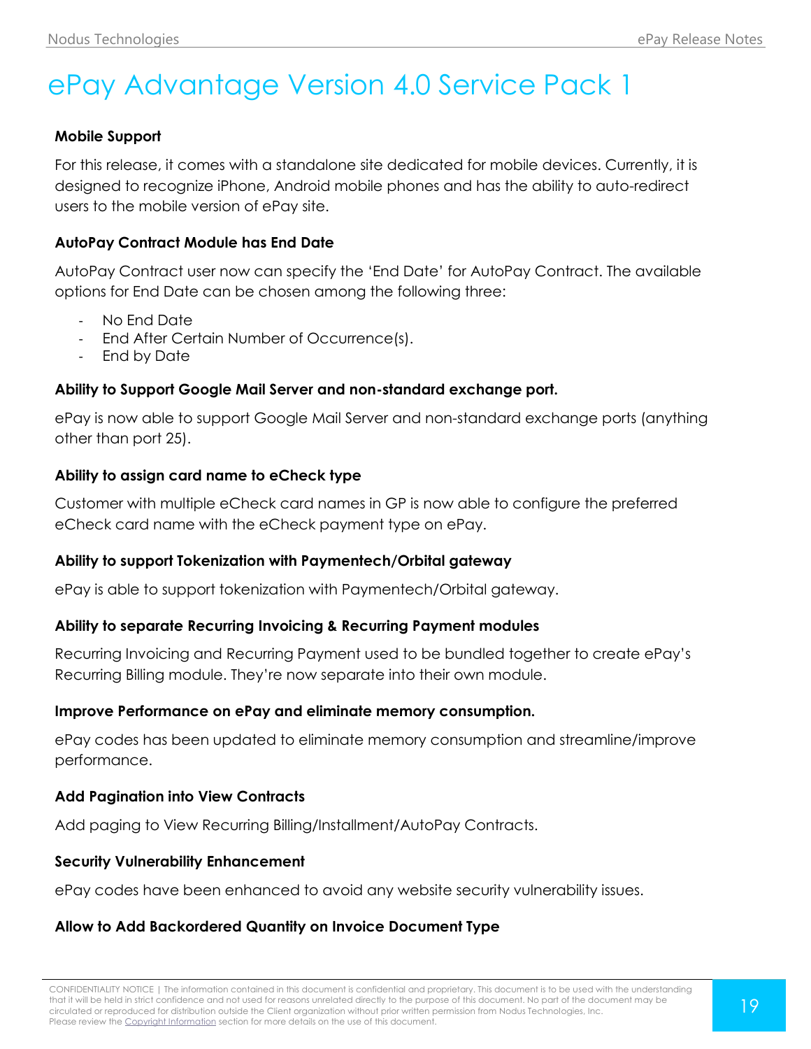# ePay Advantage Version 4.0 Service Pack 1

**Mobile Support**

For this release, it comes with a standalone site dedicated for mobile devices. Currently, it is designed to recognize iPhone, Android mobile phones and has the ability to auto-redirect users to the mobile version of ePay site.

**AutoPay Contract Module has End Date**

AutoPay Contract user now can specify the 'End Date' for AutoPay Contract. The available options for End Date can be chosen among the following three:

- No End Date
- End After Certain Number of Occurrence(s).
- End by Date

**Ability to Support Google Mail Server and non-standard exchange port.**

ePay is now able to support Google Mail Server and non-standard exchange ports (anything other than port 25).

**Ability to assign card name to eCheck type**

Customer with multiple eCheck card names in GP is now able to configure the preferred eCheck card name with the eCheck payment type on ePay.

**Ability to support Tokenization with Paymentech/Orbital gateway**

ePay is able to support tokenization with Paymentech/Orbital gateway.

**Ability to separate Recurring Invoicing & Recurring Payment modules**

Recurring Invoicing and Recurring Payment used to be bundled together to create ePay's Recurring Billing module. They're now separate into their own module.

**Improve Performance on ePay and eliminate memory consumption.**

ePay codes has been updated to eliminate memory consumption and streamline/improve performance.

**Add Pagination into View Contracts**

Add paging to View Recurring Billing/Installment/AutoPay Contracts.

**Security Vulnerability Enhancement**

ePay codes have been enhanced to avoid any website security vulnerability issues.

**Allow to Add Backordered Quantity on Invoice Document Type**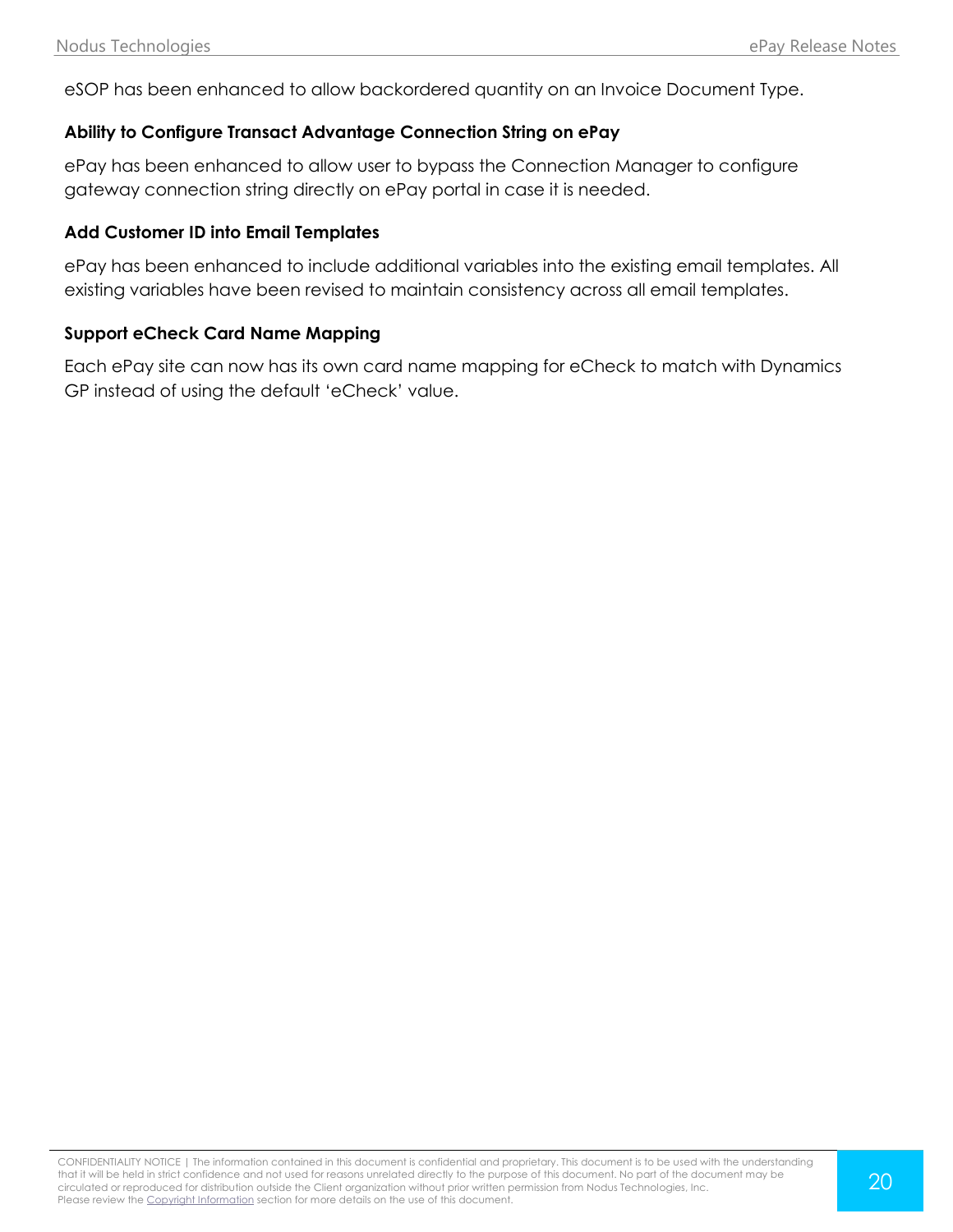eSOP has been enhanced to allow backordered quantity on an Invoice Document Type.

### Ability to Configure Transact Advantage Connection String on ePay

ePay has been enhanced to allow user to bypass the Connection Manager to configure gateway connection string directly on ePay portal in case it is needed.

### Add Customer ID into Email Templates

ePay has been enhanced to include additional variables into the existing email templates. All existing variables have been revised to maintain consistency across all email templates.

### Support eCheck Card Name Mapping

Each ePay site can now has its own card name mapping for eCheck to match with Dynamics GP instead of using the default 'eCheck' value.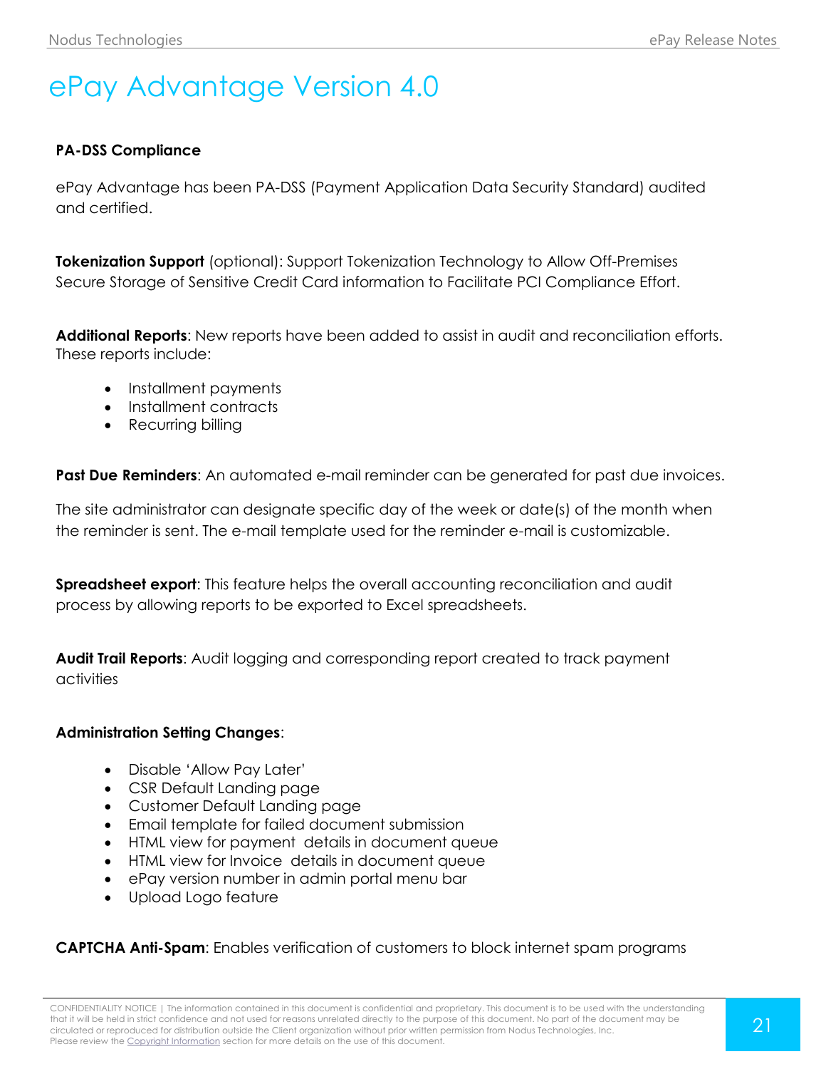# ePay Advantage Version 4.0

**PA-DSS Compliance**

ePay Advantage has been PA-DSS (Payment Application Data Security Standard) audited and certified.

**Tokenization Support** (optional): Support Tokenization Technology to Allow Off-Premises Secure Storage of Sensitive Credit Card information to Facilitate PCI Compliance Effort.

**Additional Reports**: New reports have been added to assist in audit and reconciliation efforts. These reports include:

- Installment payments
- Installment contracts
- Recurring billing

**Past Due Reminders**: An automated e-mail reminder can be generated for past due invoices.

The site administrator can designate specific day of the week or date(s) of the month when the reminder is sent. The e-mail template used for the reminder e-mail is customizable.

**Spreadsheet export**: This feature helps the overall accounting reconciliation and audit process by allowing reports to be exported to Excel spreadsheets.

**Audit Trail Reports**: Audit logging and corresponding report created to track payment activities

**Administration Setting Changes**:

- Disable 'Allow Pay Later'
- CSR Default Landing page
- Customer Default Landing page
- Email template for failed document submission
- HTML view for payment details in document queue
- HTML view for Invoice details in document queue
- ePay version number in admin portal menu bar
- Upload Logo feature

**CAPTCHA Anti-Spam**: Enables verification of customers to block internet spam programs

CONFIDENTIALITY NOTICE | The information contained in this document is confidential and proprietary. This document is to be used with the understanding that it will be held in strict confidence and not used for reasons unrelated directly to the purpose of this document. No part of the document may be circulated or reproduced for distribution outside the Client organization without prior written permission from Nodus Technologies, Inc. Please review the Copyright Information section for more details on the use of this document.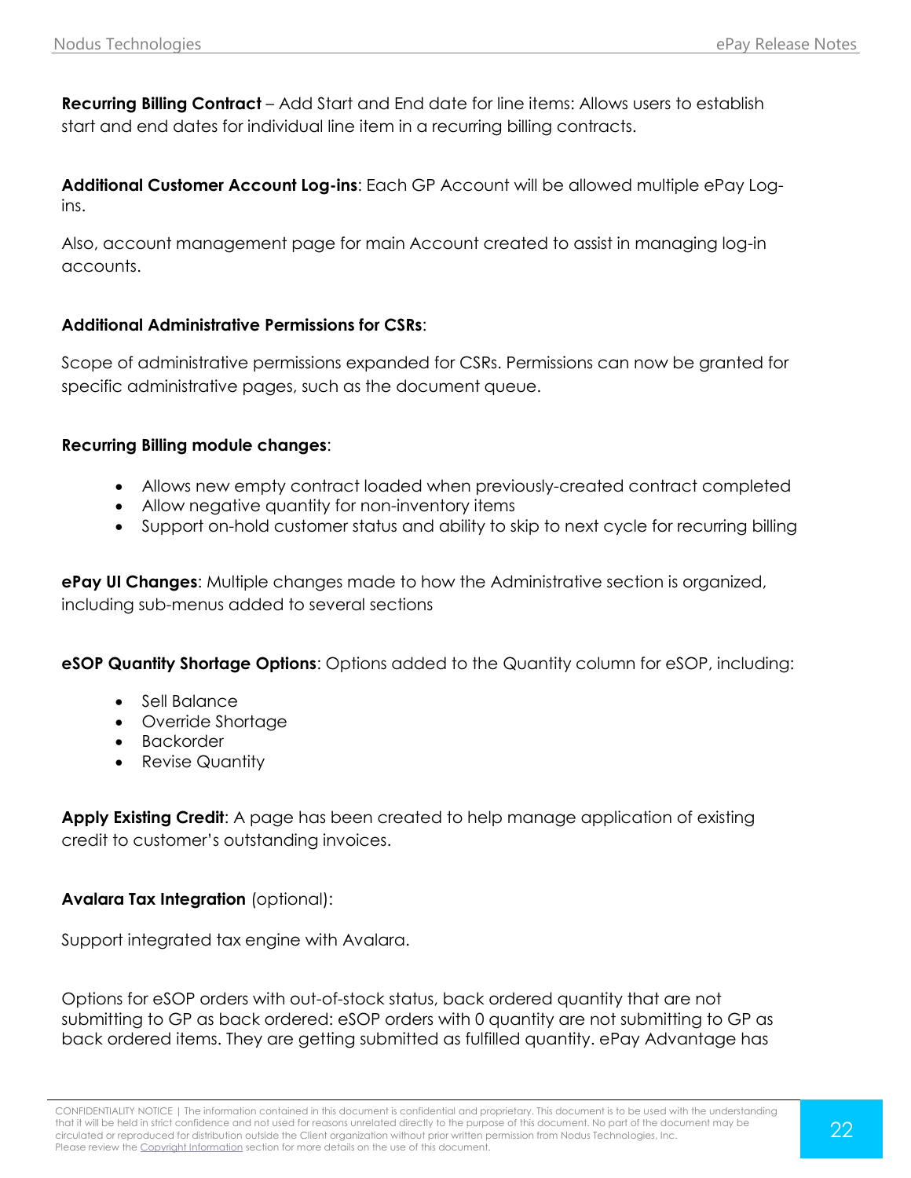**Recurring Billing Contract** – Add Start and End date for line items: Allows users to establish start and end dates for individual line item in a recurring billing contracts.

**Additional Customer Account Log-ins**: Each GP Account will be allowed multiple ePay Log-ins.

Also, account management page for main Account created to assist in managing log-in accounts.

**Additional Administrative Permissions for CSRs**:

Scope of administrative permissions expanded for CSRs. Permissions can now be granted for specific administrative pages, such as the document queue.

**Recurring Billing module changes**:

- Allows new empty contract loaded when previously-created contract completed
- Allow negative quantity for non-inventory items
- Support on-hold customer status and ability to skip to next cycle for recurring billing

**ePay UI Changes**: Multiple changes made to how the Administrative section is organized, including sub-menus added to several sections

**eSOP Quantity Shortage Options**: Options added to the Quantity column for eSOP, including:

- Sell Balance
- Override Shortage
- Backorder
- Revise Quantity

**Apply Existing Credit**: A page has been created to help manage application of existing credit to customer's outstanding invoices.

**Avalara Tax Integration** (optional):

Support integrated tax engine with Avalara.

Options for eSOP orders with out-of-stock status, back ordered quantity that are not submitting to GP as back ordered: eSOP orders with 0 quantity are not submitting to GP as back ordered items. They are getting submitted as fulfilled quantity. ePay Advantage has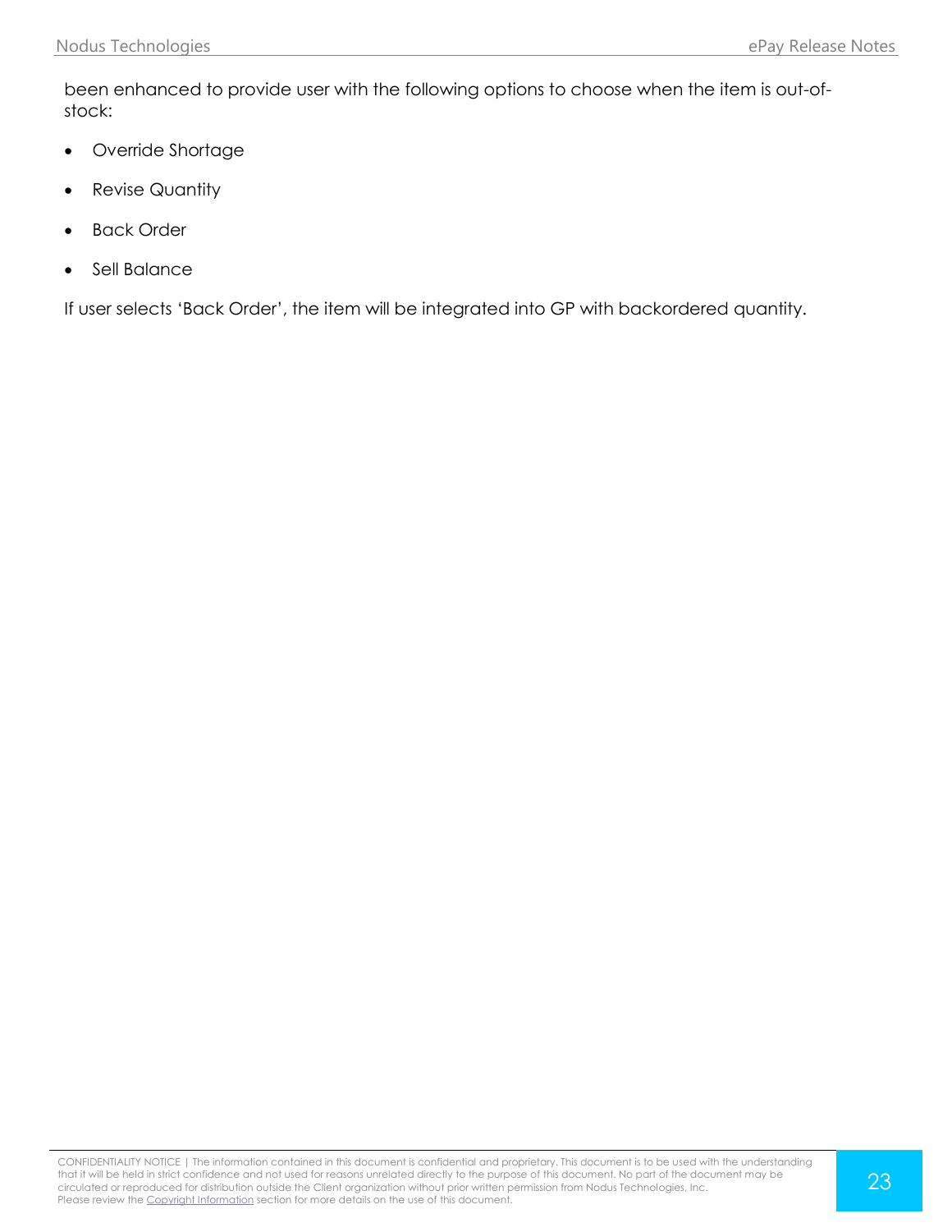been enhanced to provide user with the following options to choose when the item is out-of-stock:

- Override Shortage
- Revise Quantity
- Back Order
- Sell Balance

If user selects ‘Back Order’, the item will be integrated into GP with backordered quantity.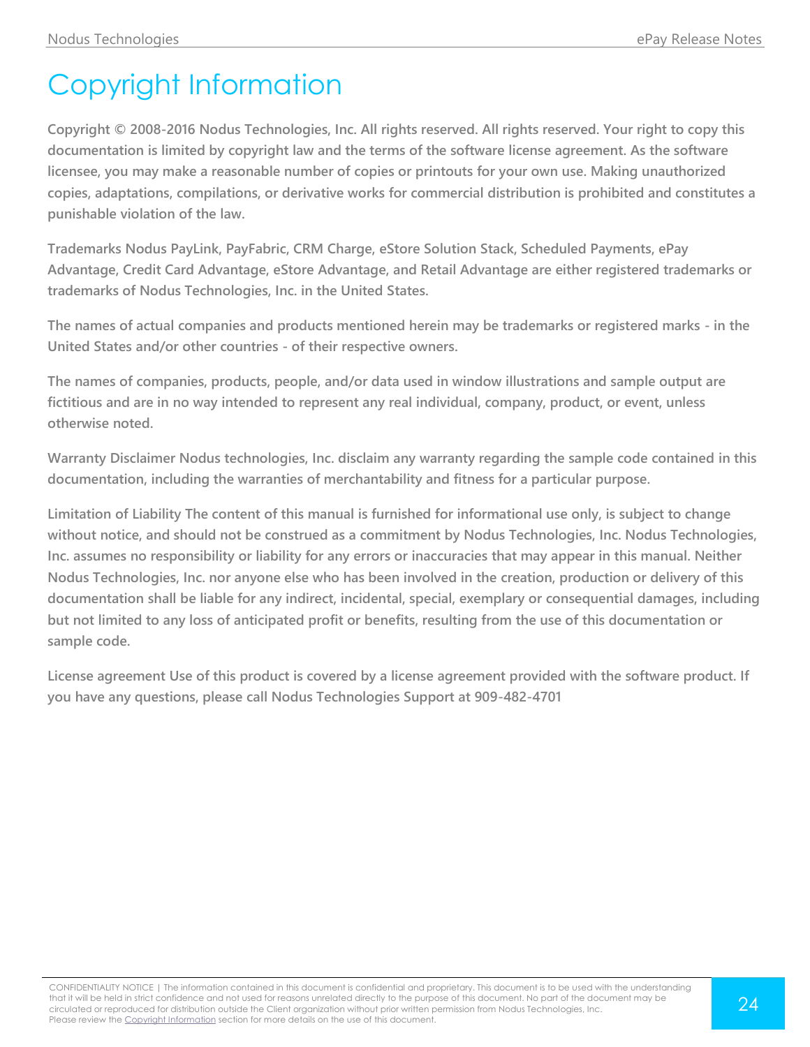# Copyright Information

**Copyright © 2008-2016 Nodus Technologies, Inc. All rights reserved. All rights reserved. Your right to copy this documentation is limited by copyright law and the terms of the software license agreement. As the software licensee, you may make a reasonable number of copies or printouts for your own use. Making unauthorized copies, adaptations, compilations, or derivative works for commercial distribution is prohibited and constitutes a punishable violation of the law.**

**Trademarks Nodus PayLink, PayFabric, CRM Charge, eStore Solution Stack, Scheduled Payments, ePay Advantage, Credit Card Advantage, eStore Advantage, and Retail Advantage are either registered trademarks or trademarks of Nodus Technologies, Inc. in the United States.**

**The names of actual companies and products mentioned herein may be trademarks or registered marks - in the United States and/or other countries - of their respective owners.**

**The names of companies, products, people, and/or data used in window illustrations and sample output are fictitious and are in no way intended to represent any real individual, company, product, or event, unless otherwise noted.**

**Warranty Disclaimer Nodus technologies, Inc. disclaim any warranty regarding the sample code contained in this documentation, including the warranties of merchantability and fitness for a particular purpose.**

**Limitation of Liability The content of this manual is furnished for informational use only, is subject to change without notice, and should not be construed as a commitment by Nodus Technologies, Inc. Nodus Technologies, Inc. assumes no responsibility or liability for any errors or inaccuracies that may appear in this manual. Neither Nodus Technologies, Inc. nor anyone else who has been involved in the creation, production or delivery of this documentation shall be liable for any indirect, incidental, special, exemplary or consequential damages, including but not limited to any loss of anticipated profit or benefits, resulting from the use of this documentation or sample code.**

**License agreement Use of this product is covered by a license agreement provided with the software product. If you have any questions, please call Nodus Technologies Support at 909-482-4701**